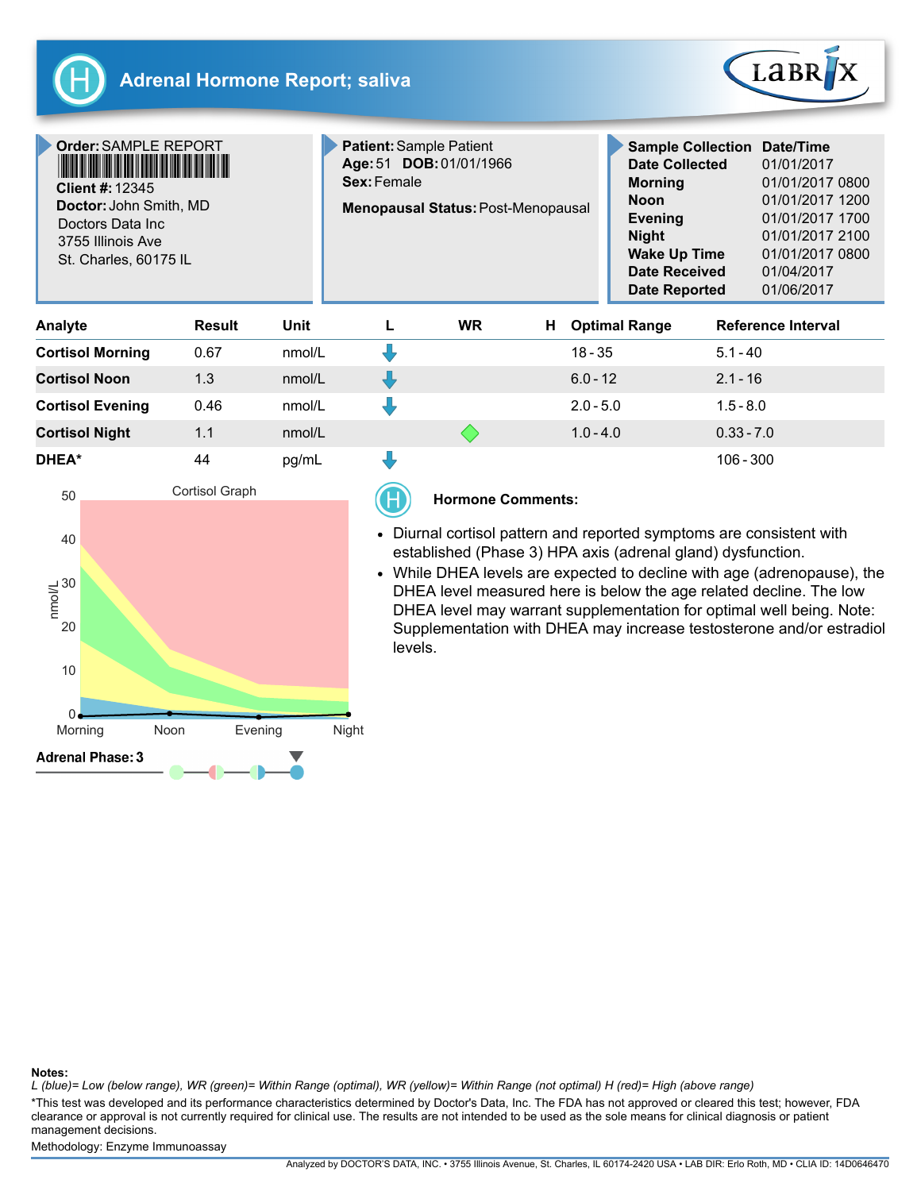# Adrenal Hormone Report; saliva

**Order:** SAMPLE REPORT
**Client #:** 12345
**Doctor:** John Smith, MD
Doctors Data Inc
3755 Illinois Ave
St. Charles, 60175 IL

**Patient:** Sample Patient
**Age:** 51 **DOB:** 01/01/1966
**Sex:** Female
**Menopausal Status:** Post-Menopausal

| Sample Collection | Date/Time |
|---|---|
| Date Collected | 01/01/2017 |
| Morning | 01/01/2017 0800 |
| Noon | 01/01/2017 1200 |
| Evening | 01/01/2017 1700 |
| Night | 01/01/2017 2100 |
| Wake Up Time | 01/01/2017 0800 |
| Date Received | 01/04/2017 |
| Date Reported | 01/06/2017 |

| Analyte | Result | Unit | L | WR | H | Optimal Range | Reference Interval |
|---|---|---|---|---|---|---|---|
| **Cortisol Morning** | 0.67 | nmol/L | ↓ | | | 18 - 35 | 5.1 - 40 |
| **Cortisol Noon** | 1.3 | nmol/L | ↓ | | | 6.0 - 12 | 2.1 - 16 |
| **Cortisol Evening** | 0.46 | nmol/L | ↓ | | | 2.0 - 5.0 | 1.5 - 8.0 |
| **Cortisol Night** | 1.1 | nmol/L | | ◆ | | 1.0 - 4.0 | 0.33 - 7.0 |
| **DHEA*** | 44 | pg/mL | ↓ | | | | 106 - 300 |

Cortisol Graph

**Adrenal Phase: 3**

### Hormone Comments:

- Diurnal cortisol pattern and reported symptoms are consistent with established (Phase 3) HPA axis (adrenal gland) dysfunction.
- While DHEA levels are expected to decline with age (adrenopause), the DHEA level measured here is below the age related decline. The low DHEA level may warrant supplementation for optimal well being. Note: Supplementation with DHEA may increase testosterone and/or estradiol levels.

**Notes:**
*L (blue)= Low (below range), WR (green)= Within Range (optimal), WR (yellow)= Within Range (not optimal) H (red)= High (above range)*
*This test was developed and its performance characteristics determined by Doctor's Data, Inc. The FDA has not approved or cleared this test; however, FDA clearance or approval is not currently required for clinical use. The results are not intended to be used as the sole means for clinical diagnosis or patient management decisions.
Methodology: Enzyme Immunoassay

Analyzed by DOCTOR'S DATA, INC. • 3755 Illinois Avenue, St. Charles, IL 60174-2420 USA • LAB DIR: Erlo Roth, MD • CLIA ID: 14D0646470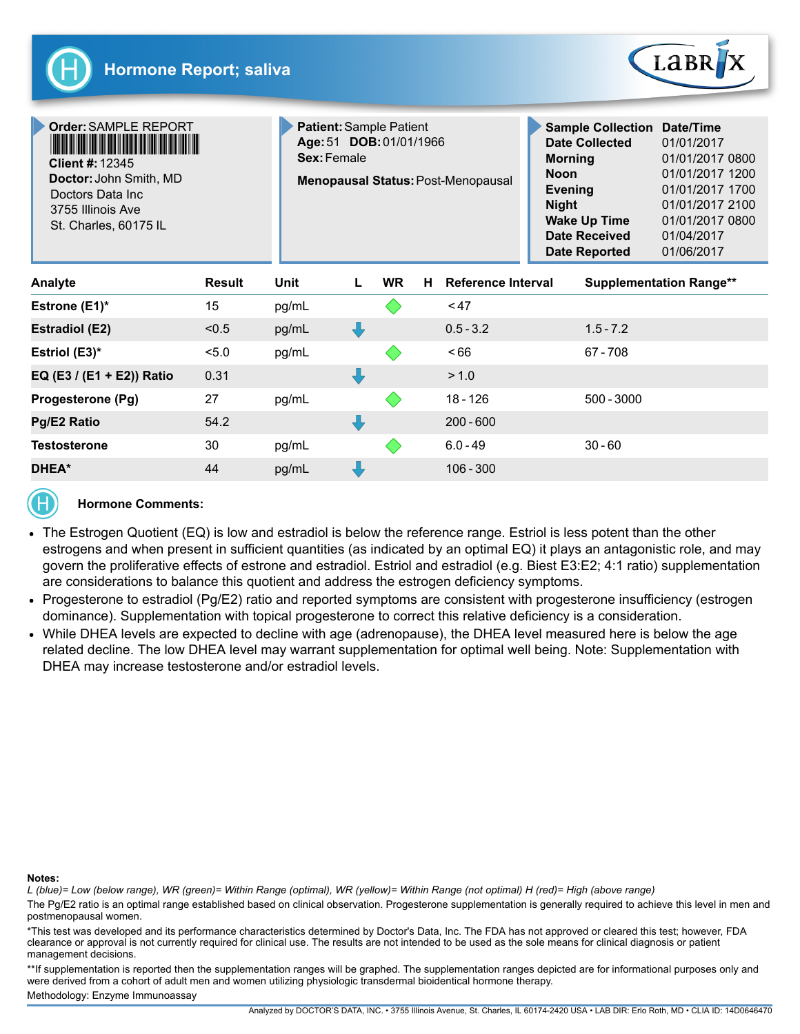# Hormone Report; saliva

LabRix

| | | |
|---|---|---|
| **Order:** SAMPLE REPORT<br>**Client #:** 12345<br>**Doctor:** John Smith, MD<br>Doctors Data Inc<br>3755 Illinois Ave<br>St. Charles, 60175 IL | **Patient:** Sample Patient<br>**Age:** 51 **DOB:** 01/01/1966<br>**Sex:** Female<br>**Menopausal Status:** Post-Menopausal | **Sample Collection** / **Date/Time**<br>**Date Collected** 01/01/2017<br>**Morning** 01/01/2017 0800<br>**Noon** 01/01/2017 1200<br>**Evening** 01/01/2017 1700<br>**Night** 01/01/2017 2100<br>**Wake Up Time** 01/01/2017 0800<br>**Date Received** 01/04/2017<br>**Date Reported** 01/06/2017 |

| Analyte | Result | Unit | L | WR | H | Reference Interval | Supplementation Range** |
|---|---|---|---|---|---|---|---|
| **Estrone (E1)*** | 15 | pg/mL | | ◆ | | < 47 | |
| **Estradiol (E2)** | <0.5 | pg/mL | ↓ | | | 0.5 - 3.2 | 1.5 - 7.2 |
| **Estriol (E3)*** | <5.0 | pg/mL | | ◆ | | < 66 | 67 - 708 |
| **EQ (E3 / (E1 + E2)) Ratio** | 0.31 | | ↓ | | | > 1.0 | |
| **Progesterone (Pg)** | 27 | pg/mL | | ◆ | | 18 - 126 | 500 - 3000 |
| **Pg/E2 Ratio** | 54.2 | | ↓ | | | 200 - 600 | |
| **Testosterone** | 30 | pg/mL | | ◆ | | 6.0 - 49 | 30 - 60 |
| **DHEA*** | 44 | pg/mL | ↓ | | | 106 - 300 | |

**Hormone Comments:**

- The Estrogen Quotient (EQ) is low and estradiol is below the reference range. Estriol is less potent than the other estrogens and when present in sufficient quantities (as indicated by an optimal EQ) it plays an antagonistic role, and may govern the proliferative effects of estrone and estradiol. Estriol and estradiol (e.g. Biest E3:E2; 4:1 ratio) supplementation are considerations to balance this quotient and address the estrogen deficiency symptoms.
- Progesterone to estradiol (Pg/E2) ratio and reported symptoms are consistent with progesterone insufficiency (estrogen dominance). Supplementation with topical progesterone to correct this relative deficiency is a consideration.
- While DHEA levels are expected to decline with age (adrenopause), the DHEA level measured here is below the age related decline. The low DHEA level may warrant supplementation for optimal well being. Note: Supplementation with DHEA may increase testosterone and/or estradiol levels.

**Notes:**

*L (blue)= Low (below range), WR (green)= Within Range (optimal), WR (yellow)= Within Range (not optimal) H (red)= High (above range)*

The Pg/E2 ratio is an optimal range established based on clinical observation. Progesterone supplementation is generally required to achieve this level in men and postmenopausal women.

*This test was developed and its performance characteristics determined by Doctor's Data, Inc. The FDA has not approved or cleared this test; however, FDA clearance or approval is not currently required for clinical use. The results are not intended to be used as the sole means for clinical diagnosis or patient management decisions.

**If supplementation is reported then the supplementation ranges will be graphed. The supplementation ranges depicted are for informational purposes only and were derived from a cohort of adult men and women utilizing physiologic transdermal bioidentical hormone therapy.

Methodology: Enzyme Immunoassay

Analyzed by DOCTOR'S DATA, INC. • 3755 Illinois Avenue, St. Charles, IL 60174-2420 USA • LAB DIR: Erlo Roth, MD • CLIA ID: 14D0646470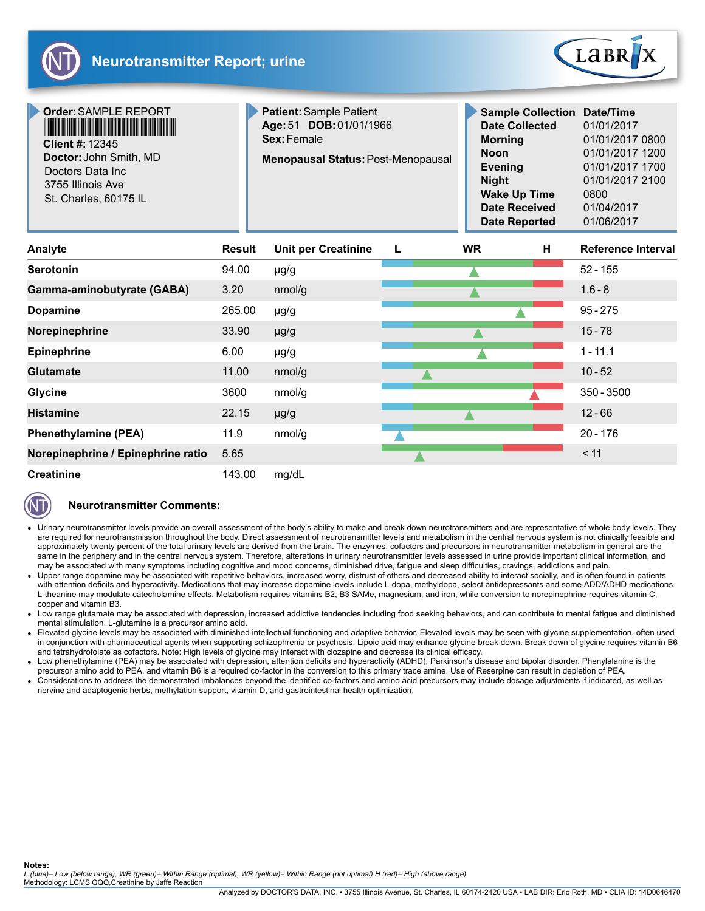# Neurotransmitter Report; urine

LabRix

| | | |
|---|---|---|
| **Order:** SAMPLE REPORT<br>**Client #:** 12345<br>**Doctor:** John Smith, MD<br>Doctors Data Inc<br>3755 Illinois Ave<br>St. Charles, 60175 IL | **Patient:** Sample Patient<br>**Age:** 51 **DOB:** 01/01/1966<br>**Sex:** Female<br>**Menopausal Status:** Post-Menopausal | **Sample Collection** **Date/Time**<br>**Date Collected** 01/01/2017<br>**Morning** 01/01/2017 0800<br>**Noon** 01/01/2017 1200<br>**Evening** 01/01/2017 1700<br>**Night** 01/01/2017 2100<br>**Wake Up Time** 0800<br>**Date Received** 01/04/2017<br>**Date Reported** 01/06/2017 |

| Analyte | Result | Unit per Creatinine | L | WR | H | Reference Interval |
|---|---|---|---|---|---|---|
| **Serotonin** | 94.00 | µg/g | | | | 52 - 155 |
| **Gamma-aminobutyrate (GABA)** | 3.20 | nmol/g | | | | 1.6 - 8 |
| **Dopamine** | 265.00 | µg/g | | | | 95 - 275 |
| **Norepinephrine** | 33.90 | µg/g | | | | 15 - 78 |
| **Epinephrine** | 6.00 | µg/g | | | | 1 - 11.1 |
| **Glutamate** | 11.00 | nmol/g | | | | 10 - 52 |
| **Glycine** | 3600 | nmol/g | | | | 350 - 3500 |
| **Histamine** | 22.15 | µg/g | | | | 12 - 66 |
| **Phenethylamine (PEA)** | 11.9 | nmol/g | | | | 20 - 176 |
| **Norepinephrine / Epinephrine ratio** | 5.65 | | | | | < 11 |
| **Creatinine** | 143.00 | mg/dL | | | | |

## Neurotransmitter Comments:

- Urinary neurotransmitter levels provide an overall assessment of the body's ability to make and break down neurotransmitters and are representative of whole body levels. They are required for neurotransmission throughout the body. Direct assessment of neurotransmitter levels and metabolism in the central nervous system is not clinically feasible and approximately twenty percent of the total urinary levels are derived from the brain. The enzymes, cofactors and precursors in neurotransmitter metabolism in general are the same in the periphery and in the central nervous system. Therefore, alterations in urinary neurotransmitter levels assessed in urine provide important clinical information, and may be associated with many symptoms including cognitive and mood concerns, diminished drive, fatigue and sleep difficulties, cravings, addictions and pain.
- Upper range dopamine may be associated with repetitive behaviors, increased worry, distrust of others and decreased ability to interact socially, and is often found in patients with attention deficits and hyperactivity. Medications that may increase dopamine levels include L-dopa, methyldopa, select antidepressants and some ADD/ADHD medications. L-theanine may modulate catecholamine effects. Metabolism requires vitamins B2, B3 SAMe, magnesium, and iron, while conversion to norepinephrine requires vitamin C, copper and vitamin B3.
- Low range glutamate may be associated with depression, increased addictive tendencies including food seeking behaviors, and can contribute to mental fatigue and diminished mental stimulation. L-glutamine is a precursor amino acid.
- Elevated glycine levels may be associated with diminished intellectual functioning and adaptive behavior. Elevated levels may be seen with glycine supplementation, often used in conjunction with pharmaceutical agents when supporting schizophrenia or psychosis. Lipoic acid may enhance glycine break down. Break down of glycine requires vitamin B6 and tetrahydrofolate as cofactors. Note: High levels of glycine may interact with clozapine and decrease its clinical efficacy.
- Low phenethylamine (PEA) may be associated with depression, attention deficits and hyperactivity (ADHD), Parkinson's disease and bipolar disorder. Phenylalanine is the precursor amino acid to PEA, and vitamin B6 is a required co-factor in the conversion to this primary trace amine. Use of Reserpine can result in depletion of PEA.
- Considerations to address the demonstrated imbalances beyond the identified co-factors and amino acid precursors may include dosage adjustments if indicated, as well as nervine and adaptogenic herbs, methylation support, vitamin D, and gastrointestinal health optimization.

**Notes:**
*L (blue)= Low (below range), WR (green)= Within Range (optimal), WR (yellow)= Within Range (not optimal) H (red)= High (above range)*
Methodology: LCMS QQQ,Creatinine by Jaffe Reaction

Analyzed by DOCTOR'S DATA, INC. • 3755 Illinois Avenue, St. Charles, IL 60174-2420 USA • LAB DIR: Erlo Roth, MD • CLIA ID: 14D0646470